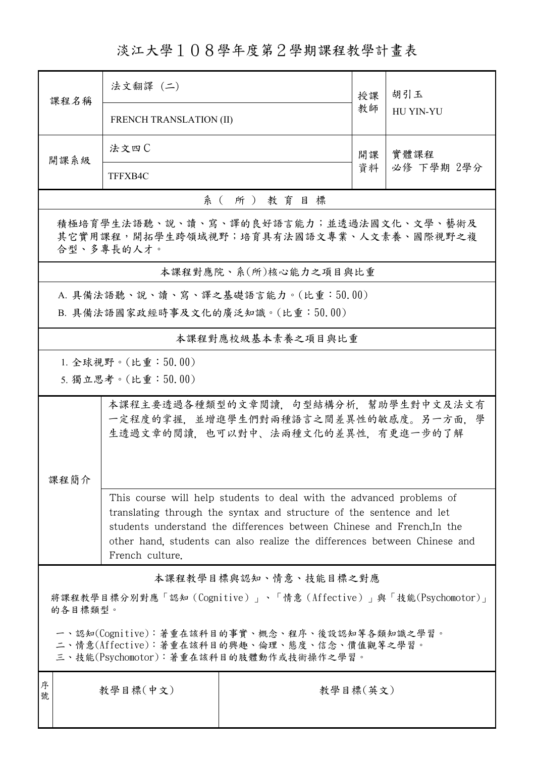# 淡江大學１０８學年度第２學期課程教學計畫表

| 課程名稱 | 法文翻譯 (二) | 授課教師 | 胡引玉 |
|---|---|---|---|
| | FRENCH TRANSLATION (II) | | HU YIN-YU |
| 開課系級 | 法文四C | 開課資料 | 實體課程<br>必修 下學期 2學分 |
| | TFFXB4C | | |

## 系（所）教育目標

積極培育學生法語聽、說、讀、寫、譯的良好語言能力；並透過法國文化、文學、藝術及其它實用課程，開拓學生跨領域視野；培育具有法國語文專業、人文素養、國際視野之複合型、多專長的人才。

## 本課程對應院、系(所)核心能力之項目與比重

A. 具備法語聽、說、讀、寫、譯之基礎語言能力。(比重：50.00)

B. 具備法語國家政經時事及文化的廣泛知識。(比重：50.00)

## 本課程對應校級基本素養之項目與比重

1. 全球視野。(比重：50.00)

5. 獨立思考。(比重：50.00)

## 課程簡介

本課程主要透過各種類型的文章閱讀，句型結構分析，幫助學生對中文及法文有一定程度的掌握，並增進學生們對兩種語言之間差異性的敏感度。另一方面，學生透過文章的閱讀，也可以對中、法兩種文化的差異性，有更進一步的了解

This course will help students to deal with the advanced problems of translating through the syntax and structure of the sentence and let students understand the differences between Chinese and French.In the other hand, students can also realize the differences between Chinese and French culture.

## 本課程教學目標與認知、情意、技能目標之對應

將課程教學目標分別對應「認知（Cognitive）」、「情意（Affective）」與「技能(Psychomotor)」的各目標類型。

一、認知(Cognitive)：著重在該科目的事實、概念、程序、後設認知等各類知識之學習。
二、情意(Affective)：著重在該科目的興趣、倫理、態度、信念、價值觀等之學習。
三、技能(Psychomotor)：著重在該科目的肢體動作或技術操作之學習。

| 序號 | 教學目標(中文) | 教學目標(英文) |
|---|---|---|
| | | |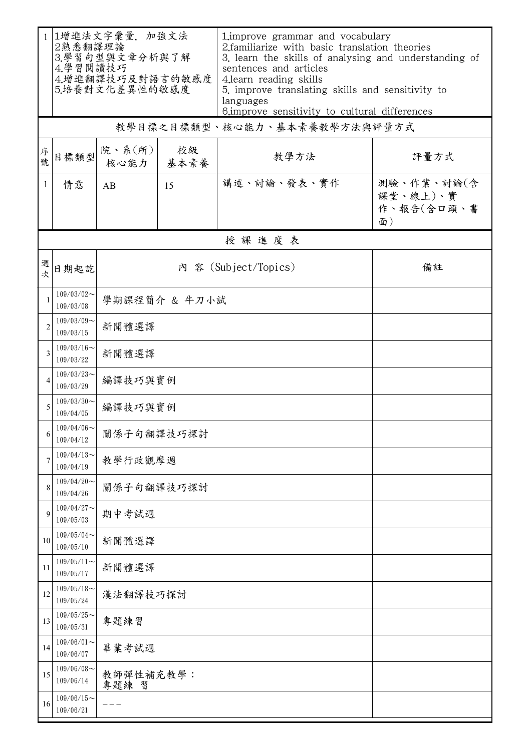| 1 | 1增進法文字彙量，加強文法<br>2熟悉翻譯理論<br>3.學習句型與文章分析與了解<br>4.學習閱讀技巧<br>4.增進翻譯技巧及對語言的敏感度<br>5.培養對文化差異性的敏感度 | 1.improve grammar and vocabulary<br>2.familiarize with basic translation theories<br>3. learn the skills of analysing and understanding of sentences and articles<br>4.learn reading skills<br>5. improve translating skills and sensitivity to languages<br>6.improve sensitivity to cultural differences |
|---|---|---|

教學目標之目標類型、核心能力、基本素養教學方法與評量方式

| 序號 | 目標類型 | 院、系(所)核心能力 | 校級基本素養 | 教學方法 | 評量方式 |
|---|---|---|---|---|---|
| 1 | 情意 | AB | 15 | 講述、討論、發表、實作 | 測驗、作業、討論(含課堂、線上)、實作、報告(含口頭、書面) |

授 課 進 度 表

| 週次 | 日期起訖 | 內 容 (Subject/Topics) | 備註 |
|---|---|---|---|
| 1 | 109/03/02～109/03/08 | 學期課程簡介 & 牛刀小試 | |
| 2 | 109/03/09～109/03/15 | 新聞體選譯 | |
| 3 | 109/03/16～109/03/22 | 新聞體選譯 | |
| 4 | 109/03/23～109/03/29 | 編譯技巧與實例 | |
| 5 | 109/03/30～109/04/05 | 編譯技巧與實例 | |
| 6 | 109/04/06～109/04/12 | 關係子句翻譯技巧探討 | |
| 7 | 109/04/13～109/04/19 | 教學行政觀摩週 | |
| 8 | 109/04/20～109/04/26 | 關係子句翻譯技巧探討 | |
| 9 | 109/04/27～109/05/03 | 期中考試週 | |
| 10 | 109/05/04～109/05/10 | 新聞體選譯 | |
| 11 | 109/05/11～109/05/17 | 新聞體選譯 | |
| 12 | 109/05/18～109/05/24 | 漢法翻譯技巧探討 | |
| 13 | 109/05/25～109/05/31 | 專題練習 | |
| 14 | 109/06/01～109/06/07 | 畢業考試週 | |
| 15 | 109/06/08～109/06/14 | 教師彈性補充教學：<br>專題練 習 | |
| 16 | 109/06/15～109/06/21 | --- | |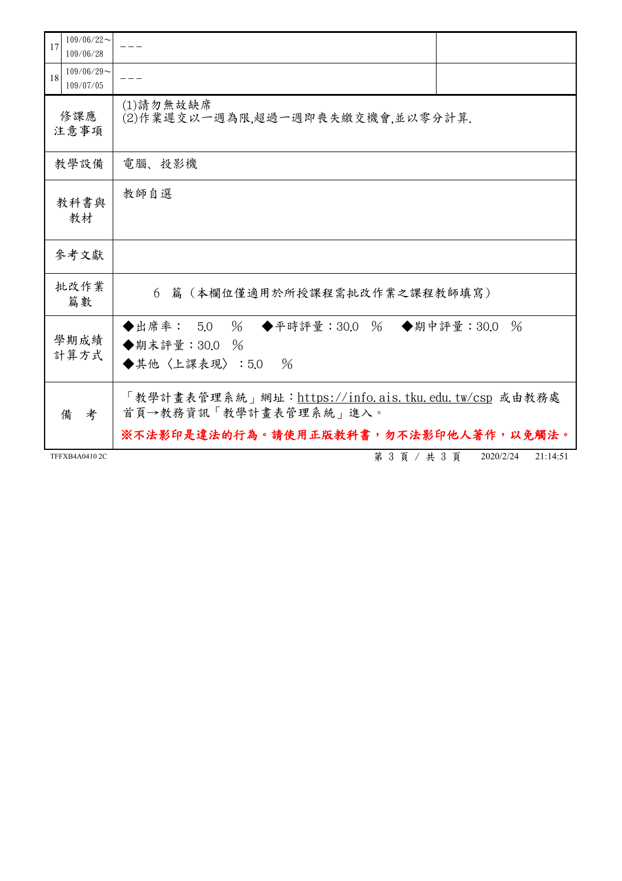| | | | |
|---|---|---|---|
| 17 | 109/06/22～<br>109/06/28 | --- | |
| 18 | 109/06/29～<br>109/07/05 | --- | |

| | |
|---|---|
| 修課應<br>注意事項 | (1)請勿無故缺席<br>(2)作業遲交以一週為限,超過一週即喪失繳交機會,並以零分計算. |
| 教學設備 | 電腦、投影機 |
| 教科書與<br>教材 | 教師自選 |
| 參考文獻 | |
| 批改作業<br>篇數 | 6 篇（本欄位僅適用於所授課程需批改作業之課程教師填寫） |
| 學期成績<br>計算方式 | ◆出席率： 5.0 ％ ◆平時評量：30.0 ％ ◆期中評量：30.0 ％<br>◆期末評量：30.0 ％<br>◆其他〈上課表現〉：5.0 ％ |
| 備　考 | 「教學計畫表管理系統」網址：https://info.ais.tku.edu.tw/csp 或由教務處首頁→教務資訊「教學計畫表管理系統」進入。<br>**※不法影印是違法的行為。請使用正版教科書，勿不法影印他人著作，以免觸法。** |

TFFXB4A0410 2C　　2020/2/24　21:14:51